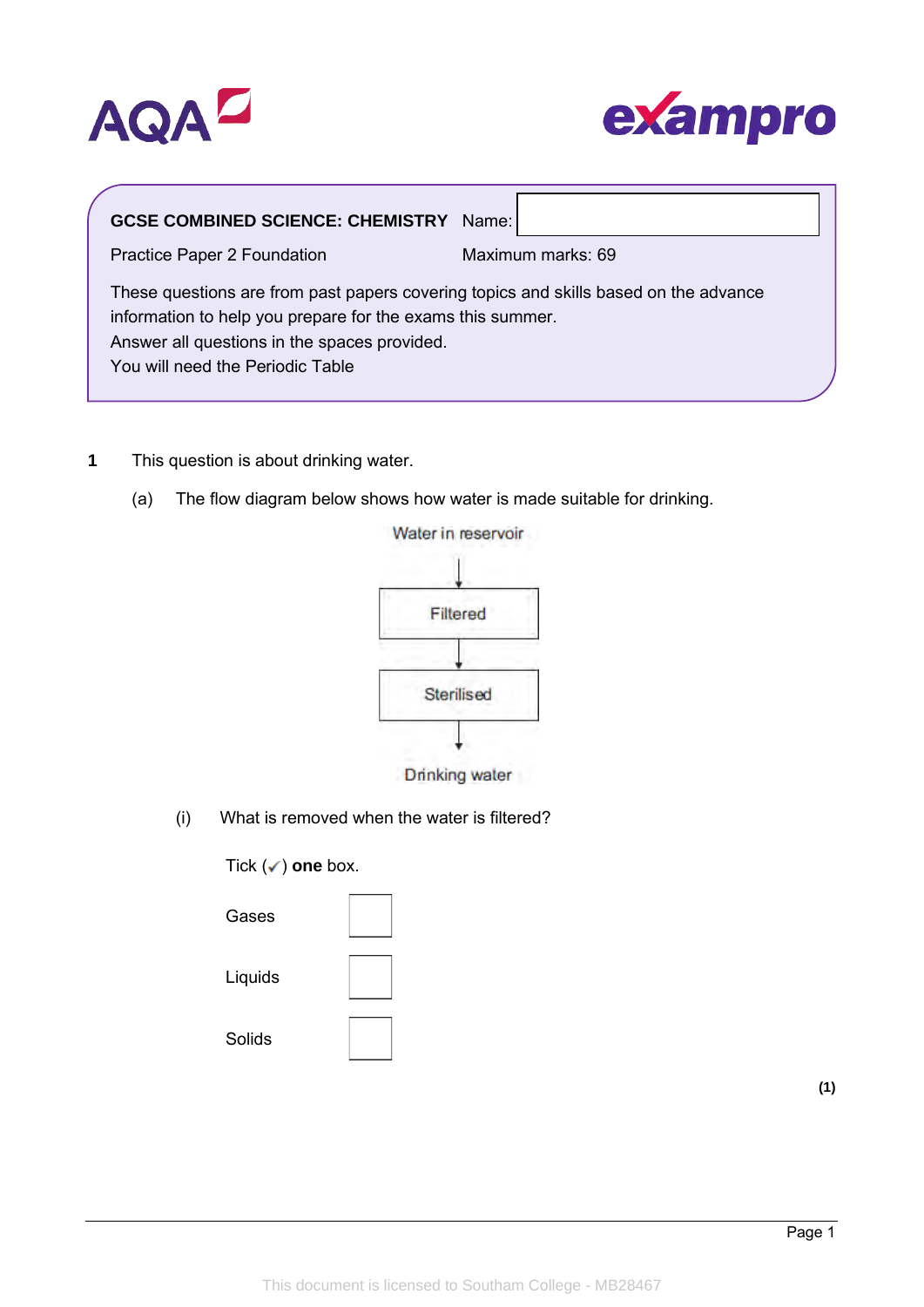AQA

exampro

**GCSE COMBINED SCIENCE: CHEMISTRY** Name:

Practice Paper 2 Foundation

Maximum marks: 69

These questions are from past papers covering topics and skills based on the advance information to help you prepare for the exams this summer.
Answer all questions in the spaces provided.
You will need the Periodic Table

**1** This question is about drinking water.

(a) The flow diagram below shows how water is made suitable for drinking.

Water in reservoir
↓
Filtered
↓
Sterilised
↓
Drinking water

(i) What is removed when the water is filtered?

Tick (✓) **one** box.

| | |
|---|---|
| Gases | ☐ |
| Liquids | ☐ |
| Solids | ☐ |

**(1)**

This document is licensed to Southam College - MB28467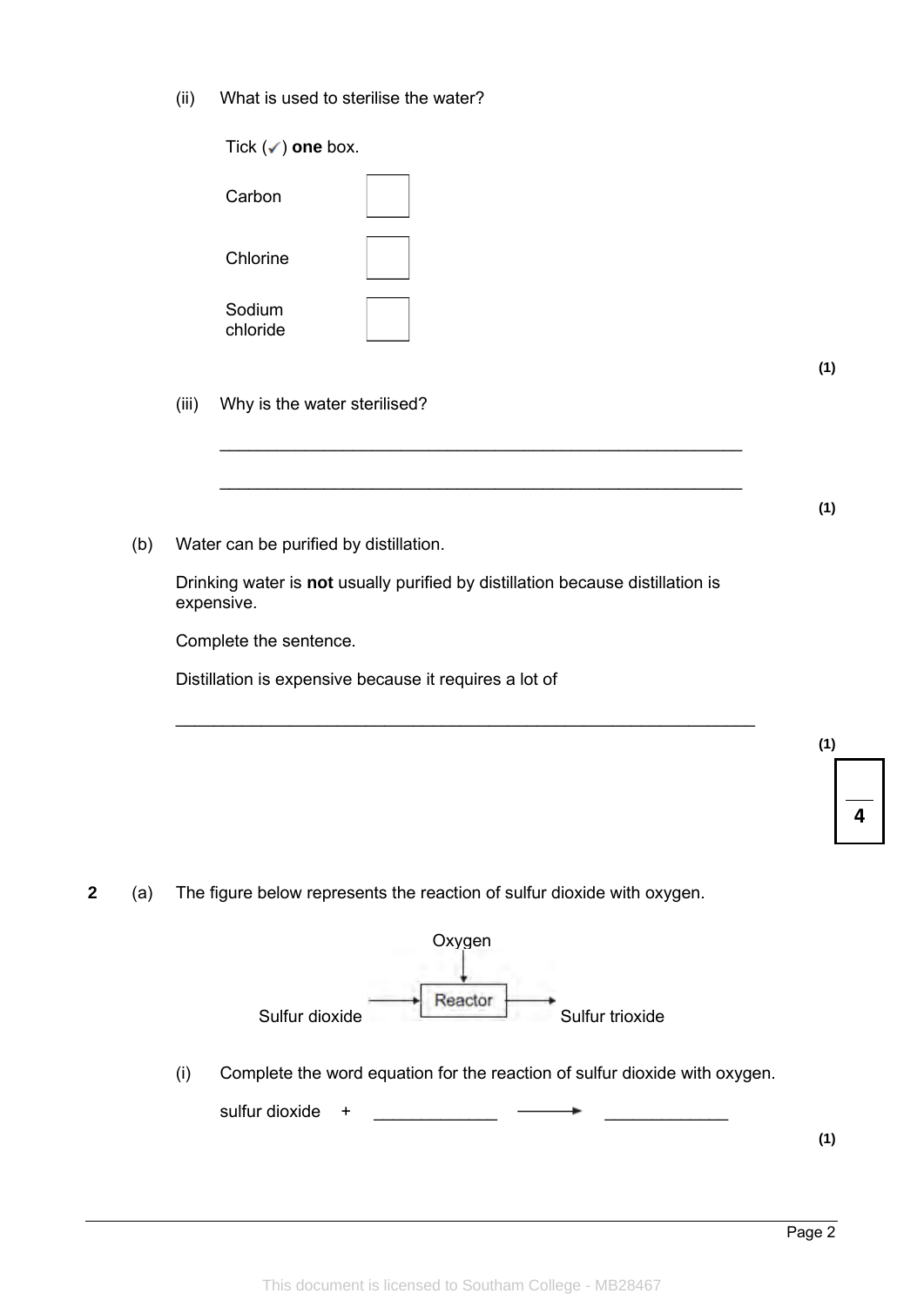(ii) What is used to sterilise the water?

Tick (✓) **one** box.

| | |
|---|---|
| Carbon | ☐ |
| Chlorine | ☐ |
| Sodium chloride | ☐ |

**(1)**

(iii) Why is the water sterilised?

___________________________________________________________

___________________________________________________________

**(1)**

(b) Water can be purified by distillation.

Drinking water is **not** usually purified by distillation because distillation is expensive.

Complete the sentence.

Distillation is expensive because it requires a lot of

___________________________________________________________

**(1)**

**4**

**2** (a) The figure below represents the reaction of sulfur dioxide with oxygen.

Oxygen → Reactor

Sulfur dioxide → Reactor → Sulfur trioxide

(i) Complete the word equation for the reaction of sulfur dioxide with oxygen.

sulfur dioxide + _____________ ⟶ _____________

**(1)**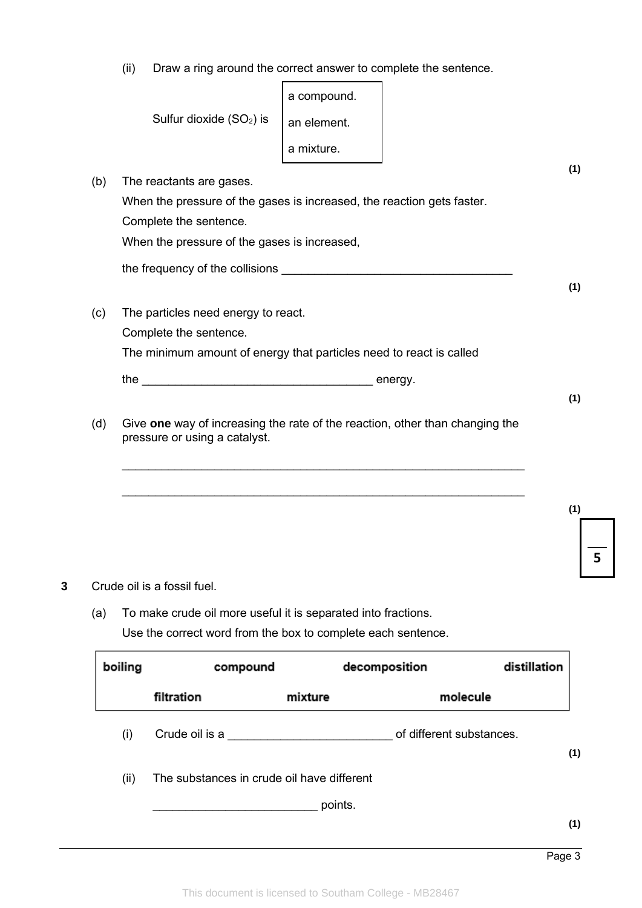(ii) Draw a ring around the correct answer to complete the sentence.

Sulfur dioxide ($SO_2$) is

| a compound. |
|---|
| an element. |
| a mixture. |

**(1)**

(b) The reactants are gases.

When the pressure of the gases is increased, the reaction gets faster.

Complete the sentence.

When the pressure of the gases is increased,

the frequency of the collisions ___________________________________

**(1)**

(c) The particles need energy to react.

Complete the sentence.

The minimum amount of energy that particles need to react is called

the ___________________________________ energy.

**(1)**

(d) Give **one** way of increasing the rate of the reaction, other than changing the pressure or using a catalyst.

______________________________________________________________

______________________________________________________________

**(1)**

**5**

**3** Crude oil is a fossil fuel.

(a) To make crude oil more useful it is separated into fractions.

Use the correct word from the box to complete each sentence.

| boiling | compound | decomposition | distillation |
|---|---|---|---|
| filtration | mixture | molecule | |

(i) Crude oil is a ________________________ of different substances.

**(1)**

(ii) The substances in crude oil have different

________________________ points.

**(1)**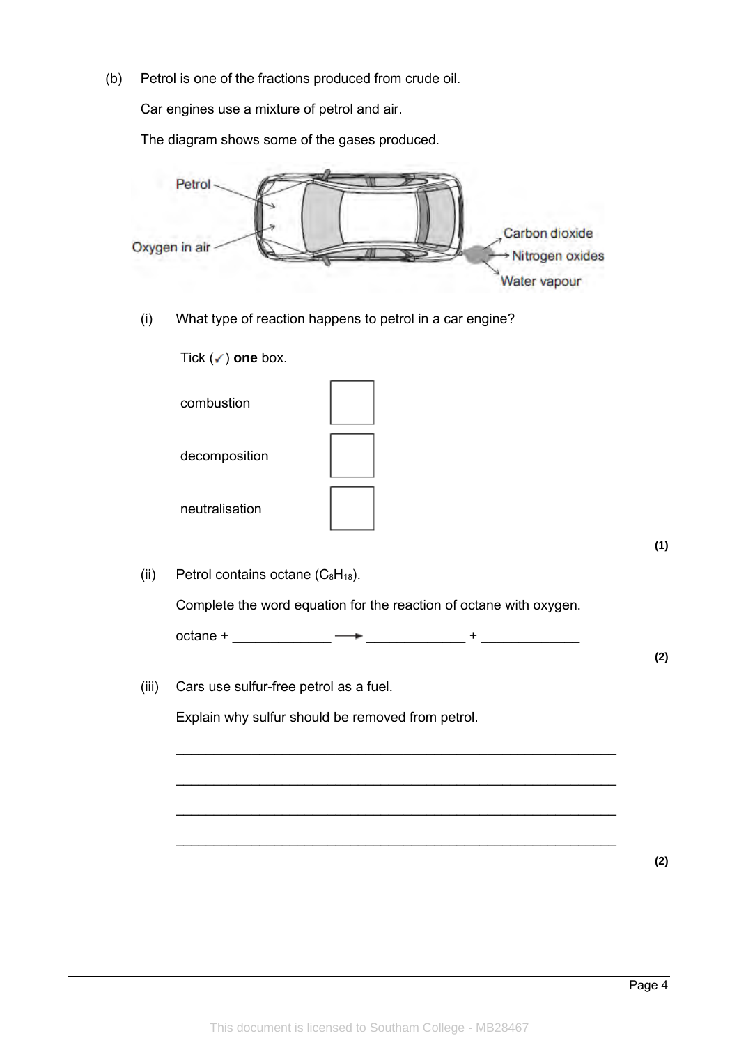(b) Petrol is one of the fractions produced from crude oil.

Car engines use a mixture of petrol and air.

The diagram shows some of the gases produced.

Petrol

Oxygen in air

Carbon dioxide

Nitrogen oxides

Water vapour

(i) What type of reaction happens to petrol in a car engine?

Tick (✓) **one** box.

combustion ☐

decomposition ☐

neutralisation ☐

**(1)**

(ii) Petrol contains octane ($C_8H_{18}$).

Complete the word equation for the reaction of octane with oxygen.

octane + _____________ ⟶ _____________ + _____________

**(2)**

(iii) Cars use sulfur-free petrol as a fuel.

Explain why sulfur should be removed from petrol.

___________________________________________________________

___________________________________________________________

___________________________________________________________

___________________________________________________________

**(2)**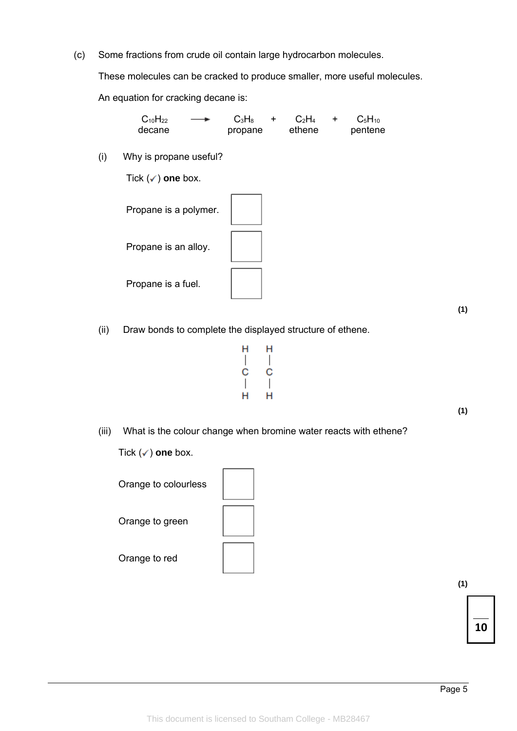(c) Some fractions from crude oil contain large hydrocarbon molecules.

These molecules can be cracked to produce smaller, more useful molecules.

An equation for cracking decane is:

$$\underset{\text{decane}}{C_{10}H_{22}} \longrightarrow \underset{\text{propane}}{C_3H_8} + \underset{\text{ethene}}{C_2H_4} + \underset{\text{pentene}}{C_5H_{10}}$$

(i) Why is propane useful?

Tick (✓) **one** box.

Propane is a polymer. ☐

Propane is an alloy. ☐

Propane is a fuel. ☐

**(1)**

(ii) Draw bonds to complete the displayed structure of ethene.

```
H   H
|   |
C   C
|   |
H   H
```

**(1)**

(iii) What is the colour change when bromine water reacts with ethene?

Tick (✓) **one** box.

Orange to colourless ☐

Orange to green ☐

Orange to red ☐

**(1)**

**10**

This document is licensed to Southam College - MB28467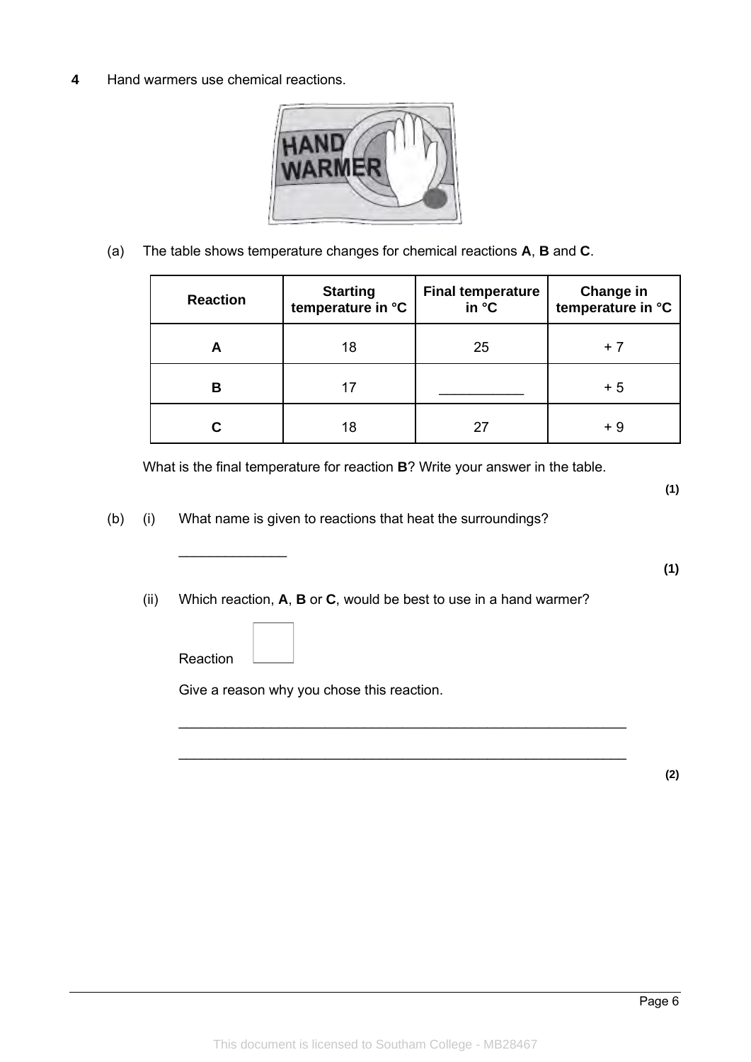**4** Hand warmers use chemical reactions.

(a) The table shows temperature changes for chemical reactions **A**, **B** and **C**.

| Reaction | Starting temperature in °C | Final temperature in °C | Change in temperature in °C |
|---|---|---|---|
| **A** | 18 | 25 | + 7 |
| **B** | 17 | ___________ | + 5 |
| **C** | 18 | 27 | + 9 |

What is the final temperature for reaction **B**? Write your answer in the table.

**(1)**

(b) (i) What name is given to reactions that heat the surroundings?

______________

**(1)**

(ii) Which reaction, **A**, **B** or **C**, would be best to use in a hand warmer?

Reaction [ ]

Give a reason why you chose this reaction.

___________________________________________________________

___________________________________________________________

**(2)**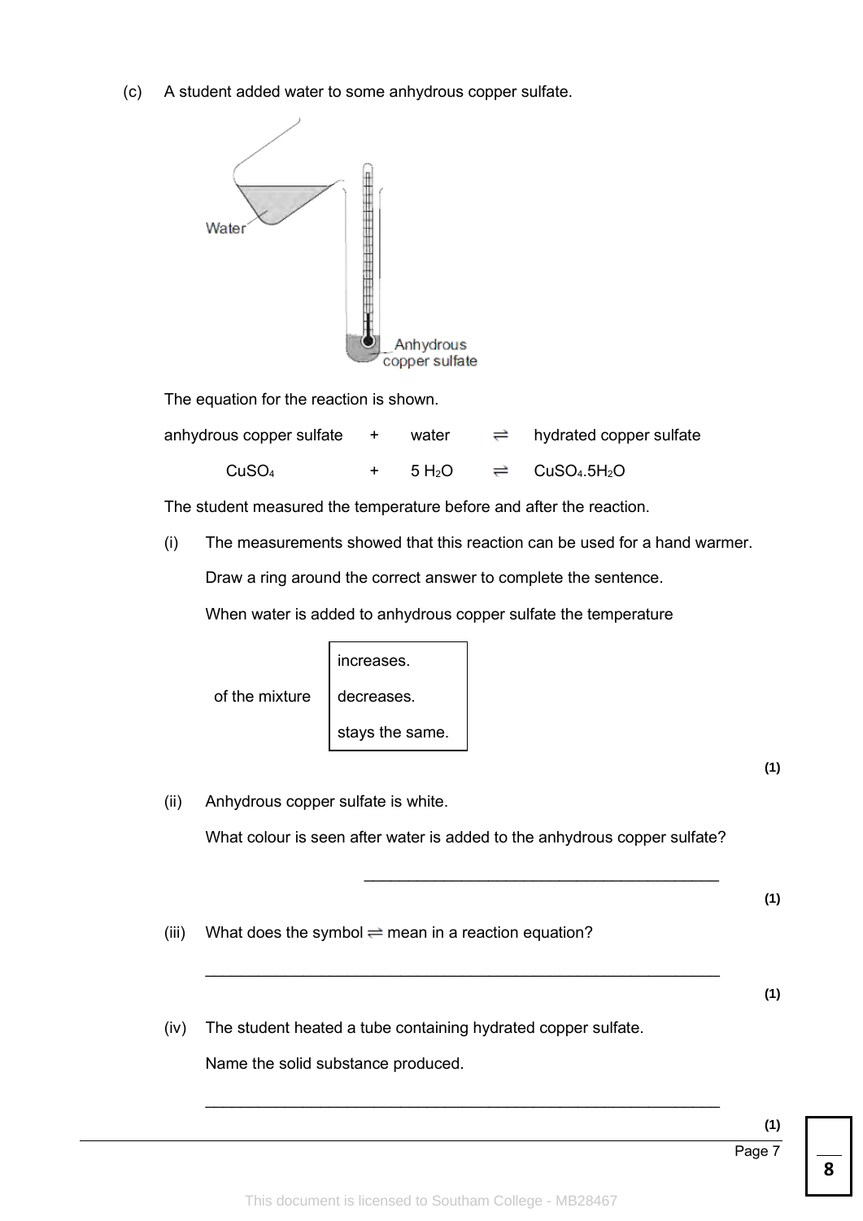(c) A student added water to some anhydrous copper sulfate.

Water

Anhydrous copper sulfate

The equation for the reaction is shown.

| anhydrous copper sulfate | + | water | ⇌ | hydrated copper sulfate |
|---|---|---|---|---|
| $CuSO_4$ | + | $5\ H_2O$ | ⇌ | $CuSO_4.5H_2O$ |

The student measured the temperature before and after the reaction.

(i) The measurements showed that this reaction can be used for a hand warmer.

Draw a ring around the correct answer to complete the sentence.

When water is added to anhydrous copper sulfate the temperature

of the mixture
- increases.
- decreases.
- stays the same.

**(1)**

(ii) Anhydrous copper sulfate is white.

What colour is seen after water is added to the anhydrous copper sulfate?

___________________________________________

**(1)**

(iii) What does the symbol ⇌ mean in a reaction equation?

___________________________________________

**(1)**

(iv) The student heated a tube containing hydrated copper sulfate.

Name the solid substance produced.

___________________________________________

**(1)**

This document is licensed to Southam College - MB28467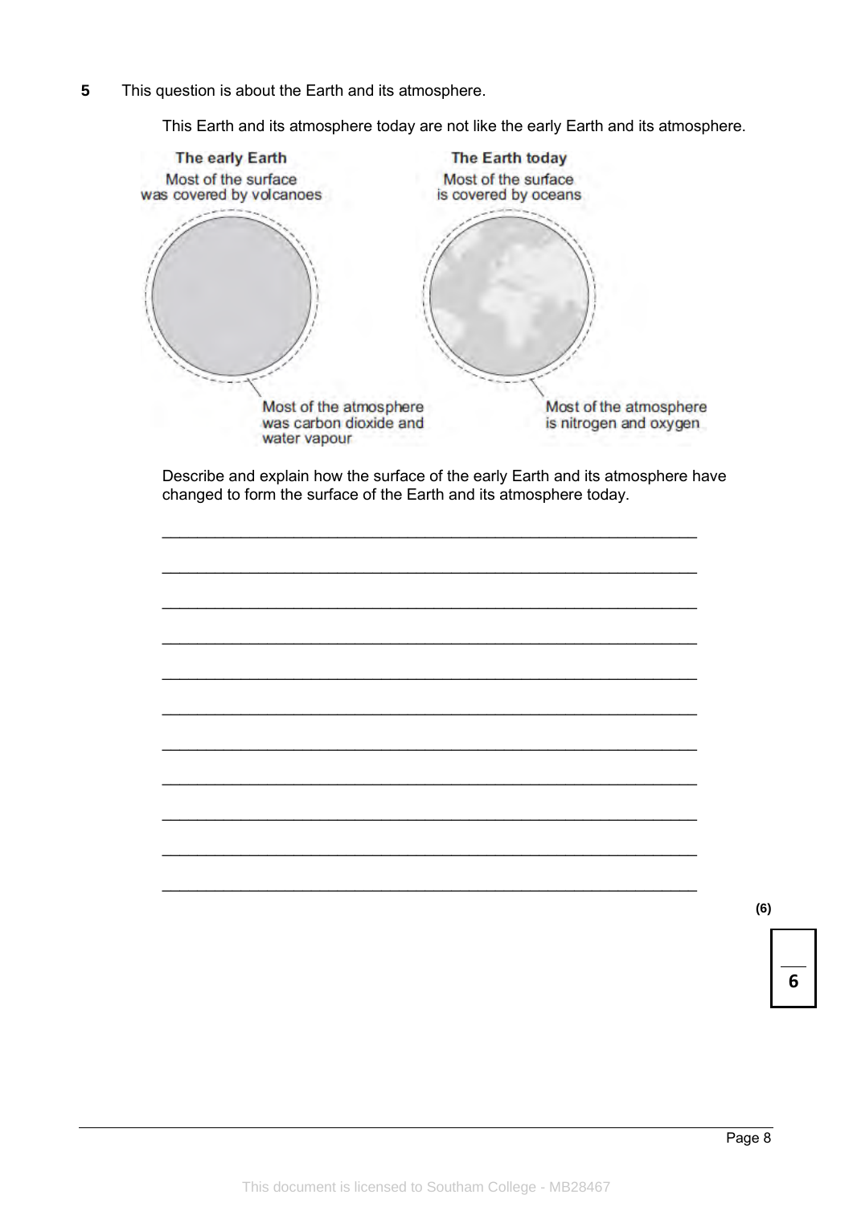**5** This question is about the Earth and its atmosphere.

This Earth and its atmosphere today are not like the early Earth and its atmosphere.

**The early Earth**

Most of the surface was covered by volcanoes

Most of the atmosphere was carbon dioxide and water vapour

**The Earth today**

Most of the surface is covered by oceans

Most of the atmosphere is nitrogen and oxygen

Describe and explain how the surface of the early Earth and its atmosphere have changed to form the surface of the Earth and its atmosphere today.

___________________________________________________________________

___________________________________________________________________

___________________________________________________________________

___________________________________________________________________

___________________________________________________________________

___________________________________________________________________

___________________________________________________________________

___________________________________________________________________

___________________________________________________________________

___________________________________________________________________

___________________________________________________________________

**(6)**

This document is licensed to Southam College - MB28467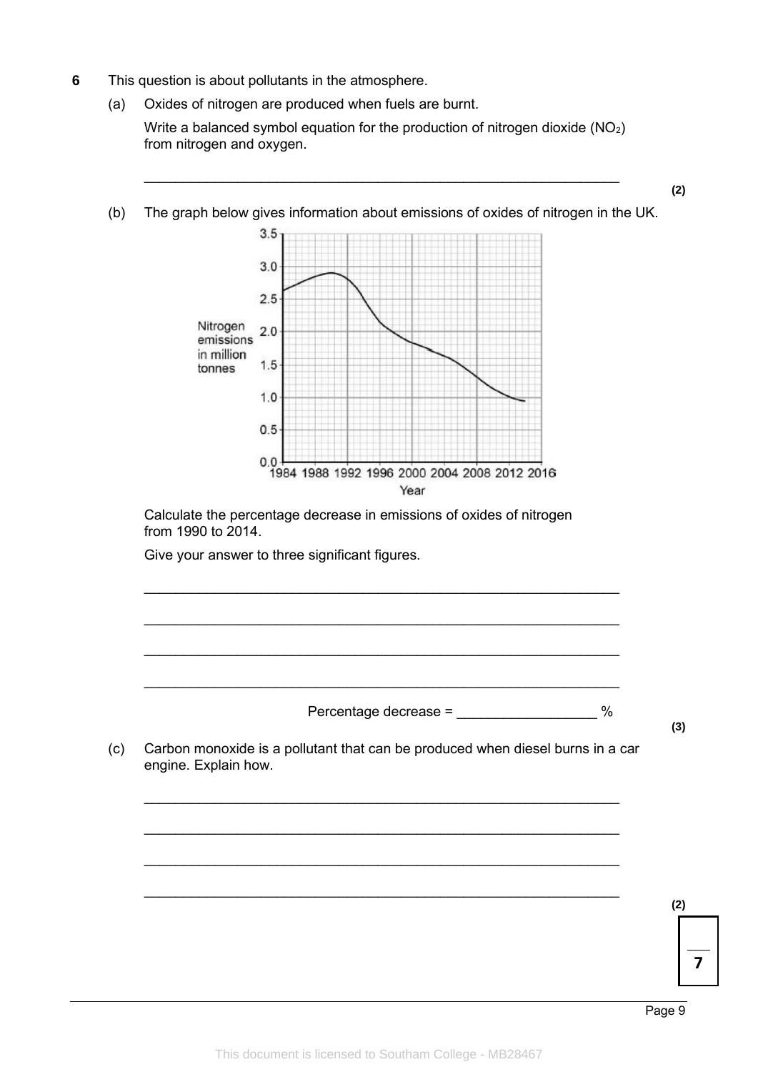**6** This question is about pollutants in the atmosphere.

(a) Oxides of nitrogen are produced when fuels are burnt.

Write a balanced symbol equation for the production of nitrogen dioxide ($NO_2$) from nitrogen and oxygen.

_______________________________________________

**(2)**

(b) The graph below gives information about emissions of oxides of nitrogen in the UK.

Calculate the percentage decrease in emissions of oxides of nitrogen from 1990 to 2014.

Give your answer to three significant figures.

_______________________________________________

_______________________________________________

_______________________________________________

_______________________________________________

Percentage decrease = __________________ %

**(3)**

(c) Carbon monoxide is a pollutant that can be produced when diesel burns in a car engine. Explain how.

_______________________________________________

_______________________________________________

_______________________________________________

_______________________________________________

**(2)**

**7**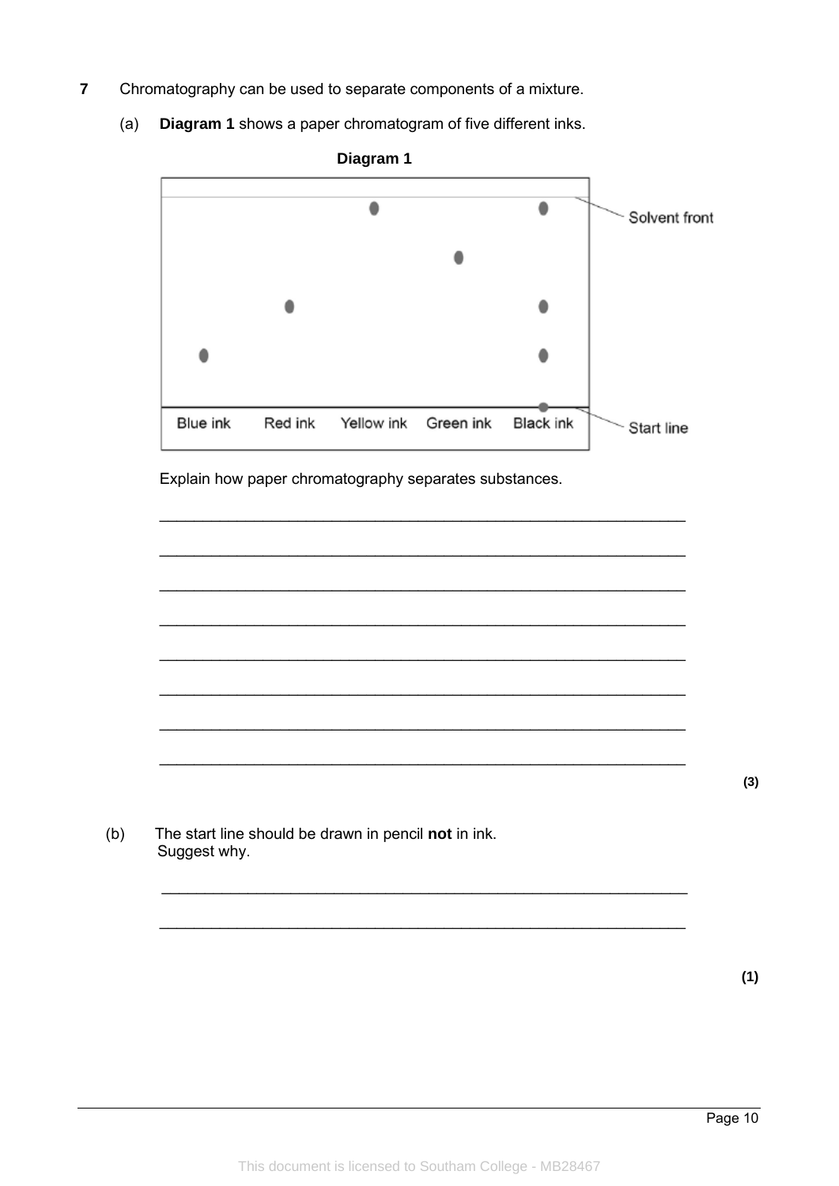**7** Chromatography can be used to separate components of a mixture.

(a) **Diagram 1** shows a paper chromatogram of five different inks.

**Diagram 1**

Explain how paper chromatography separates substances.

___________________________________________________________________

___________________________________________________________________

___________________________________________________________________

___________________________________________________________________

___________________________________________________________________

___________________________________________________________________

___________________________________________________________________

___________________________________________________________________

**(3)**

(b) The start line should be drawn in pencil **not** in ink.
Suggest why.

___________________________________________________________________

___________________________________________________________________

**(1)**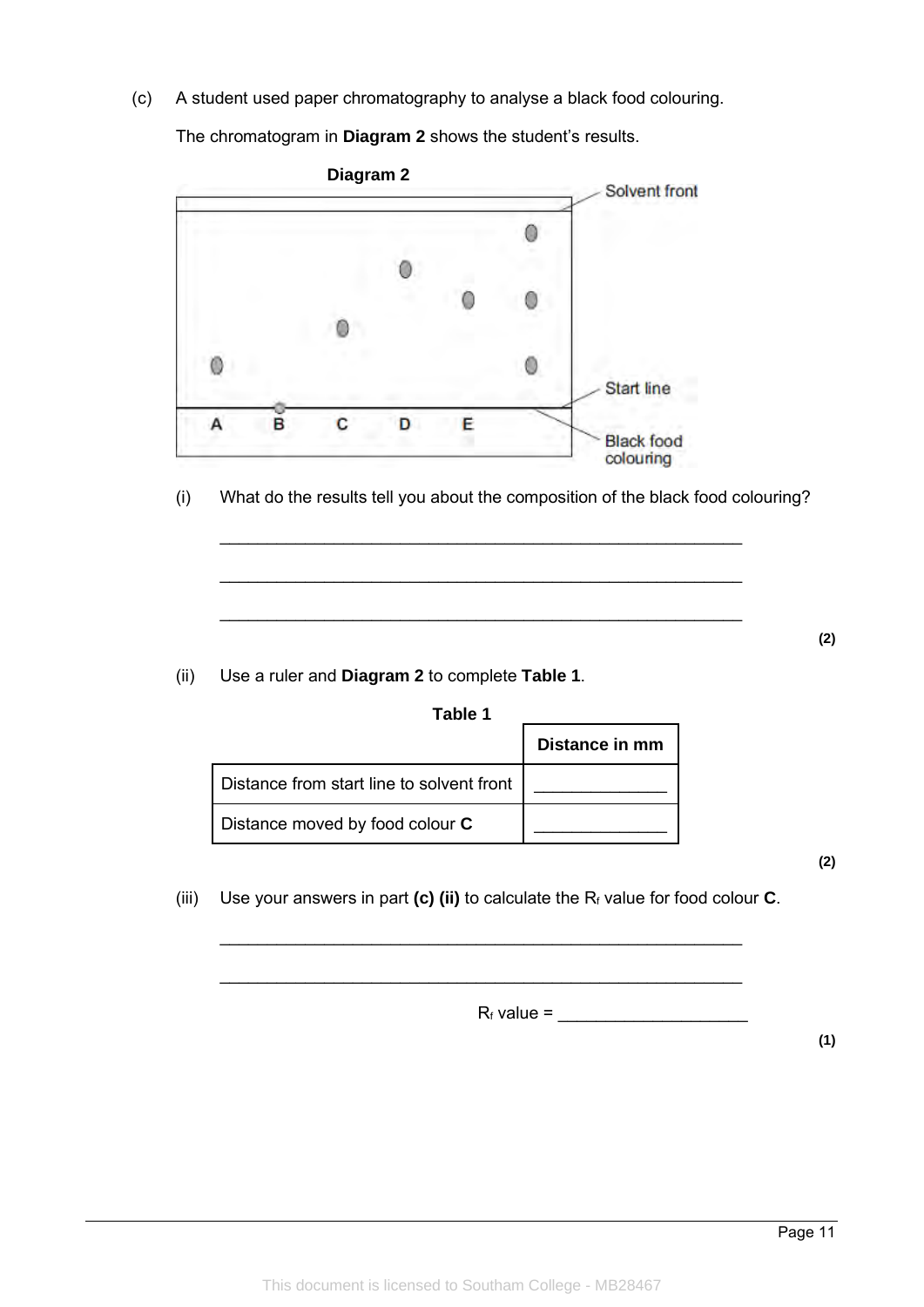(c) A student used paper chromatography to analyse a black food colouring.

The chromatogram in **Diagram 2** shows the student's results.

**Diagram 2**

(i) What do the results tell you about the composition of the black food colouring?

\_\_\_\_\_\_\_\_\_\_\_\_\_\_\_\_\_\_\_\_\_\_\_\_\_\_\_\_\_\_\_\_\_\_\_\_\_\_\_\_\_\_\_\_\_\_\_\_\_\_\_\_\_\_\_\_

\_\_\_\_\_\_\_\_\_\_\_\_\_\_\_\_\_\_\_\_\_\_\_\_\_\_\_\_\_\_\_\_\_\_\_\_\_\_\_\_\_\_\_\_\_\_\_\_\_\_\_\_\_\_\_\_

\_\_\_\_\_\_\_\_\_\_\_\_\_\_\_\_\_\_\_\_\_\_\_\_\_\_\_\_\_\_\_\_\_\_\_\_\_\_\_\_\_\_\_\_\_\_\_\_\_\_\_\_\_\_\_\_

**(2)**

(ii) Use a ruler and **Diagram 2** to complete **Table 1**.

**Table 1**

| | Distance in mm |
|---|---|
| Distance from start line to solvent front | \_\_\_\_\_\_\_\_\_\_\_\_\_\_ |
| Distance moved by food colour **C** | \_\_\_\_\_\_\_\_\_\_\_\_\_\_ |

**(2)**

(iii) Use your answers in part **(c) (ii)** to calculate the $R_f$ value for food colour **C**.

\_\_\_\_\_\_\_\_\_\_\_\_\_\_\_\_\_\_\_\_\_\_\_\_\_\_\_\_\_\_\_\_\_\_\_\_\_\_\_\_\_\_\_\_\_\_\_\_\_\_\_\_\_\_\_\_

\_\_\_\_\_\_\_\_\_\_\_\_\_\_\_\_\_\_\_\_\_\_\_\_\_\_\_\_\_\_\_\_\_\_\_\_\_\_\_\_\_\_\_\_\_\_\_\_\_\_\_\_\_\_\_\_

$R_f$ value = \_\_\_\_\_\_\_\_\_\_\_\_\_\_\_\_\_\_\_\_

**(1)**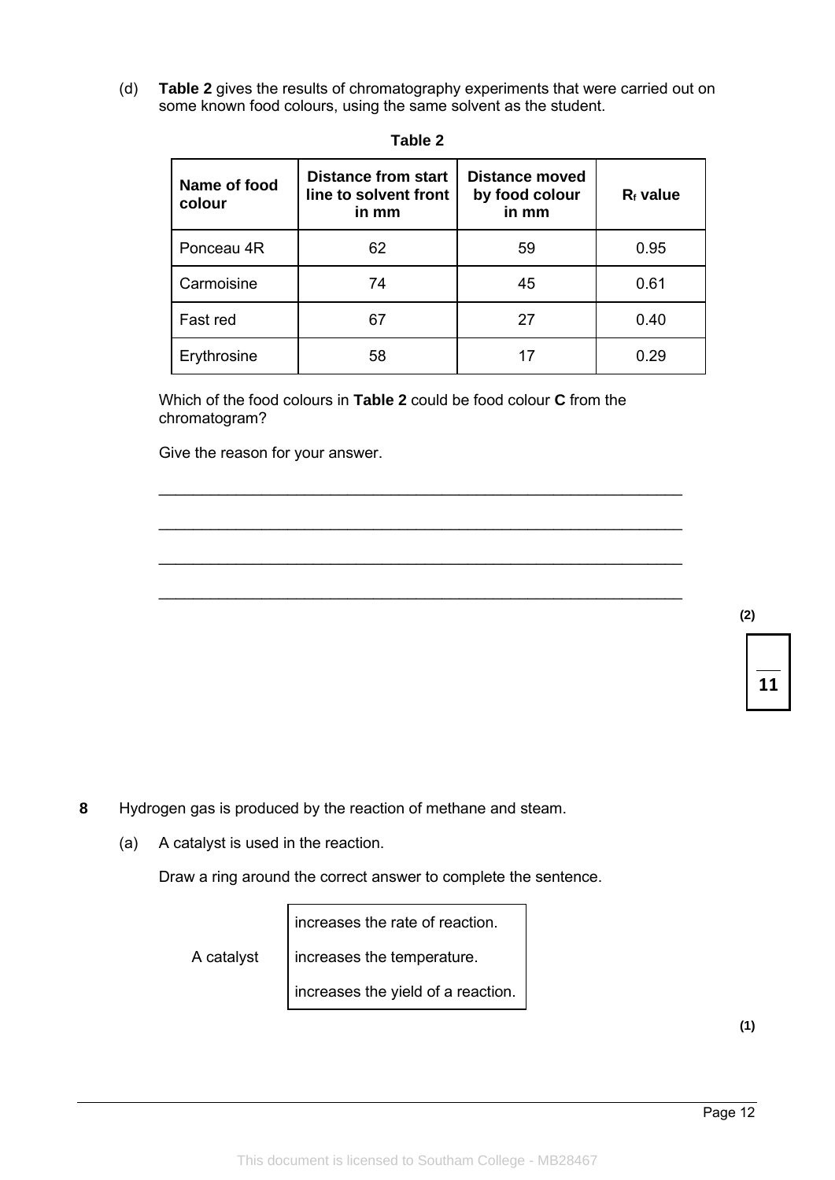(d) **Table 2** gives the results of chromatography experiments that were carried out on some known food colours, using the same solvent as the student.

**Table 2**

| Name of food colour | Distance from start line to solvent front in mm | Distance moved by food colour in mm | $R_f$ value |
|---|---|---|---|
| Ponceau 4R | 62 | 59 | 0.95 |
| Carmoisine | 74 | 45 | 0.61 |
| Fast red | 67 | 27 | 0.40 |
| Erythrosine | 58 | 17 | 0.29 |

Which of the food colours in **Table 2** could be food colour **C** from the chromatogram?

Give the reason for your answer.

______________________________________________________________

______________________________________________________________

______________________________________________________________

______________________________________________________________

**(2)**

**11**

**8** Hydrogen gas is produced by the reaction of methane and steam.

(a) A catalyst is used in the reaction.

Draw a ring around the correct answer to complete the sentence.

A catalyst
- increases the rate of reaction.
- increases the temperature.
- increases the yield of a reaction.

**(1)**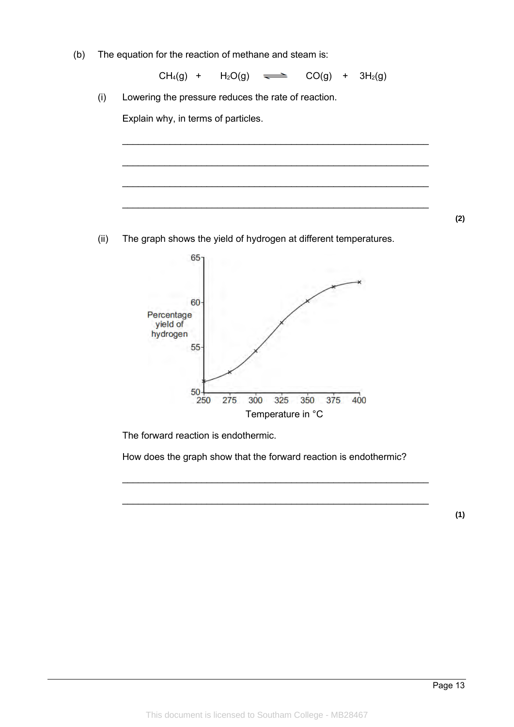(b) The equation for the reaction of methane and steam is:

$$CH_4(g) + H_2O(g) \rightleftharpoons CO(g) + 3H_2(g)$$

(i) Lowering the pressure reduces the rate of reaction.

Explain why, in terms of particles.

___________________________________________________________

___________________________________________________________

___________________________________________________________

___________________________________________________________

**(2)**

(ii) The graph shows the yield of hydrogen at different temperatures.

The forward reaction is endothermic.

How does the graph show that the forward reaction is endothermic?

___________________________________________________________

___________________________________________________________

**(1)**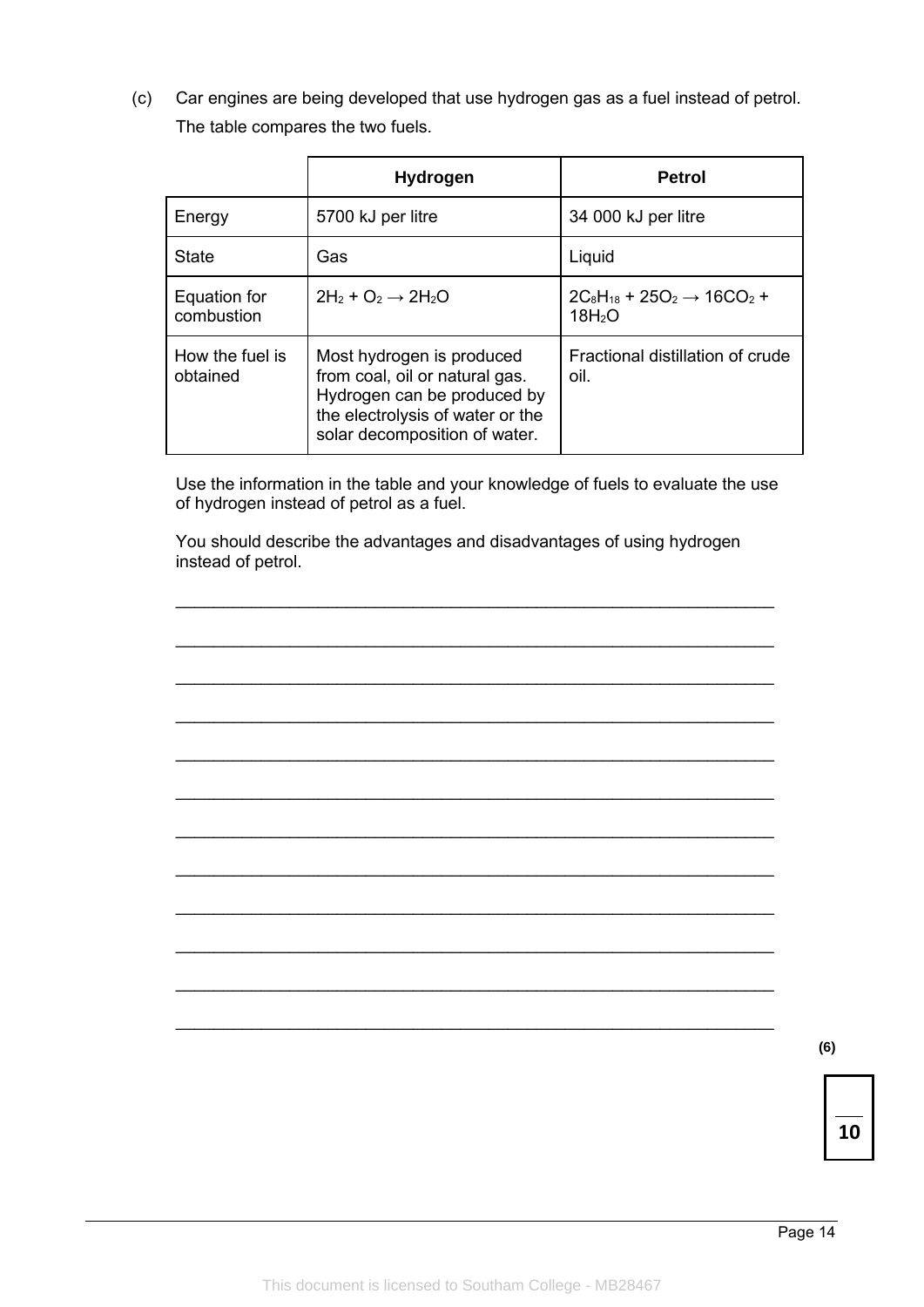(c) Car engines are being developed that use hydrogen gas as a fuel instead of petrol.

The table compares the two fuels.

| | **Hydrogen** | **Petrol** |
|---|---|---|
| Energy | 5700 kJ per litre | 34 000 kJ per litre |
| State | Gas | Liquid |
| Equation for combustion | $2H_2 + O_2 \rightarrow 2H_2O$ | $2C_8H_{18} + 25O_2 \rightarrow 16CO_2 + 18H_2O$ |
| How the fuel is obtained | Most hydrogen is produced from coal, oil or natural gas. Hydrogen can be produced by the electrolysis of water or the solar decomposition of water. | Fractional distillation of crude oil. |

Use the information in the table and your knowledge of fuels to evaluate the use of hydrogen instead of petrol as a fuel.

You should describe the advantages and disadvantages of using hydrogen instead of petrol.

___________________________________________________________________

___________________________________________________________________

___________________________________________________________________

___________________________________________________________________

___________________________________________________________________

___________________________________________________________________

___________________________________________________________________

___________________________________________________________________

___________________________________________________________________

___________________________________________________________________

___________________________________________________________________

___________________________________________________________________

**(6)**

**10**

This document is licensed to Southam College - MB28467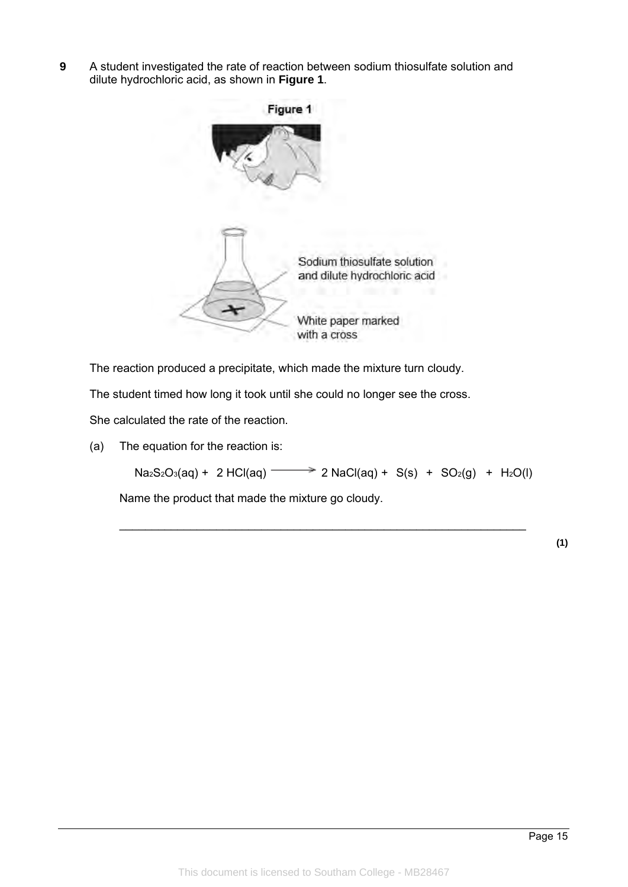**9** A student investigated the rate of reaction between sodium thiosulfate solution and dilute hydrochloric acid, as shown in **Figure 1**.

**Figure 1**

Sodium thiosulfate solution and dilute hydrochloric acid

White paper marked with a cross

The reaction produced a precipitate, which made the mixture turn cloudy.

The student timed how long it took until she could no longer see the cross.

She calculated the rate of the reaction.

(a) The equation for the reaction is:

$$Na_2S_2O_3(aq) + 2\,HCl(aq) \longrightarrow 2\,NaCl(aq) + S(s) + SO_2(g) + H_2O(l)$$

Name the product that made the mixture go cloudy.

___________________________________________________________________

**(1)**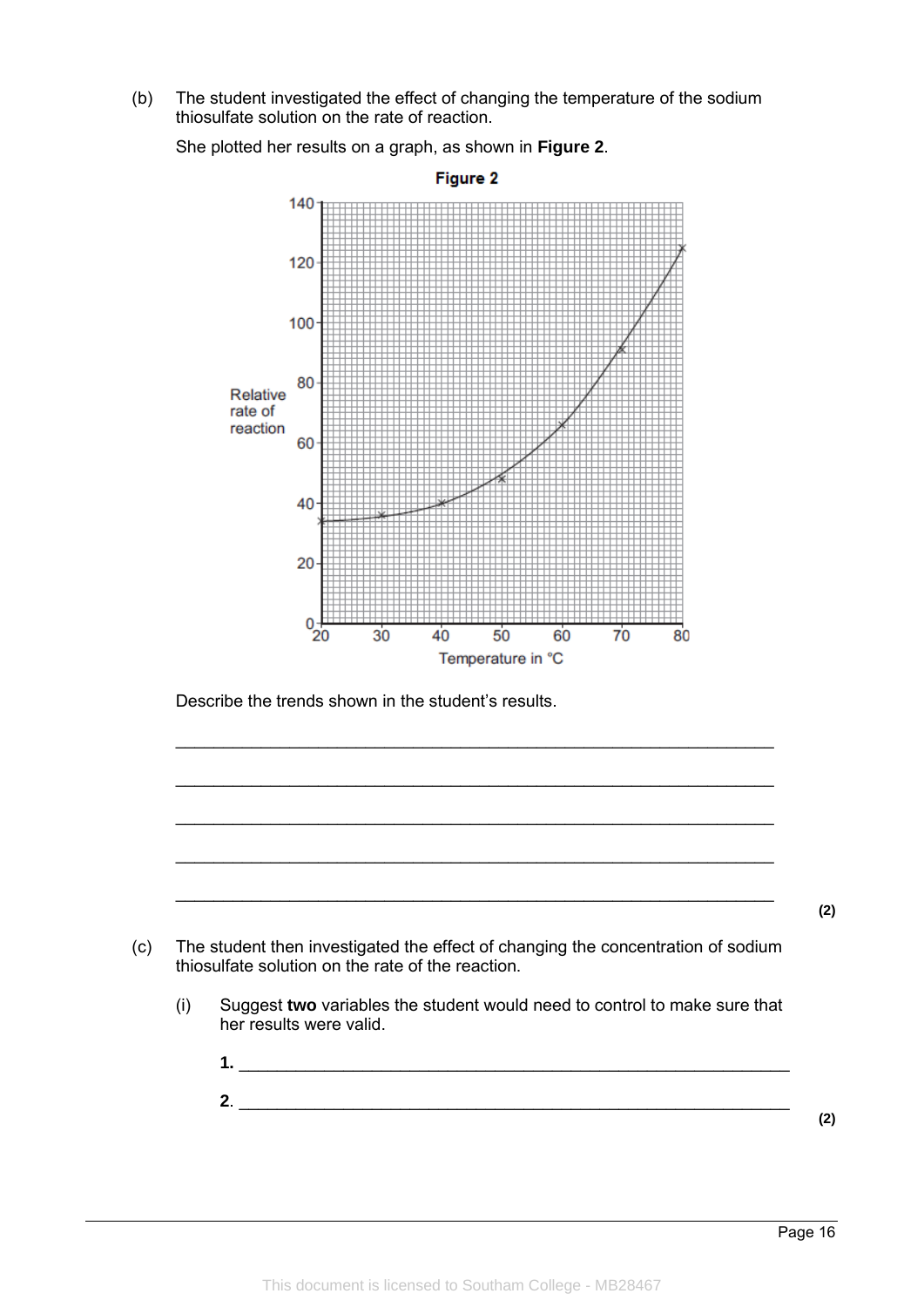(b) The student investigated the effect of changing the temperature of the sodium thiosulfate solution on the rate of reaction.

She plotted her results on a graph, as shown in **Figure 2**.

**Figure 2**

Describe the trends shown in the student's results.

___________________________________________________________________

___________________________________________________________________

___________________________________________________________________

___________________________________________________________________

___________________________________________________________________

**(2)**

(c) The student then investigated the effect of changing the concentration of sodium thiosulfate solution on the rate of the reaction.

(i) Suggest **two** variables the student would need to control to make sure that her results were valid.

**1.** ___________________________________________________________

**2**. ___________________________________________________________

**(2)**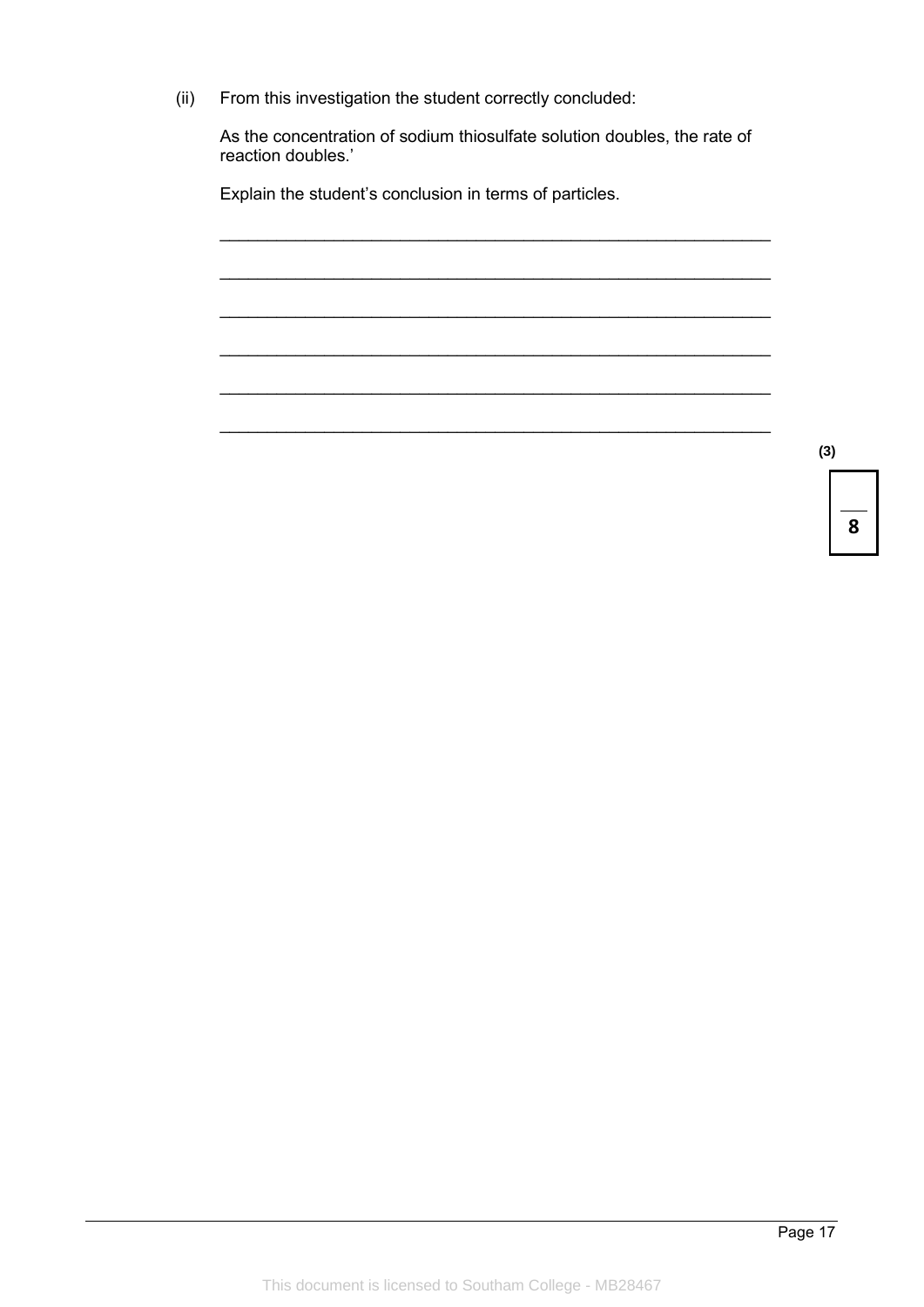(ii) From this investigation the student correctly concluded:

As the concentration of sodium thiosulfate solution doubles, the rate of reaction doubles.'

Explain the student's conclusion in terms of particles.

___________________________________________________________

___________________________________________________________

___________________________________________________________

___________________________________________________________

___________________________________________________________

___________________________________________________________

**(3)**

**8**

This document is licensed to Southam College - MB28467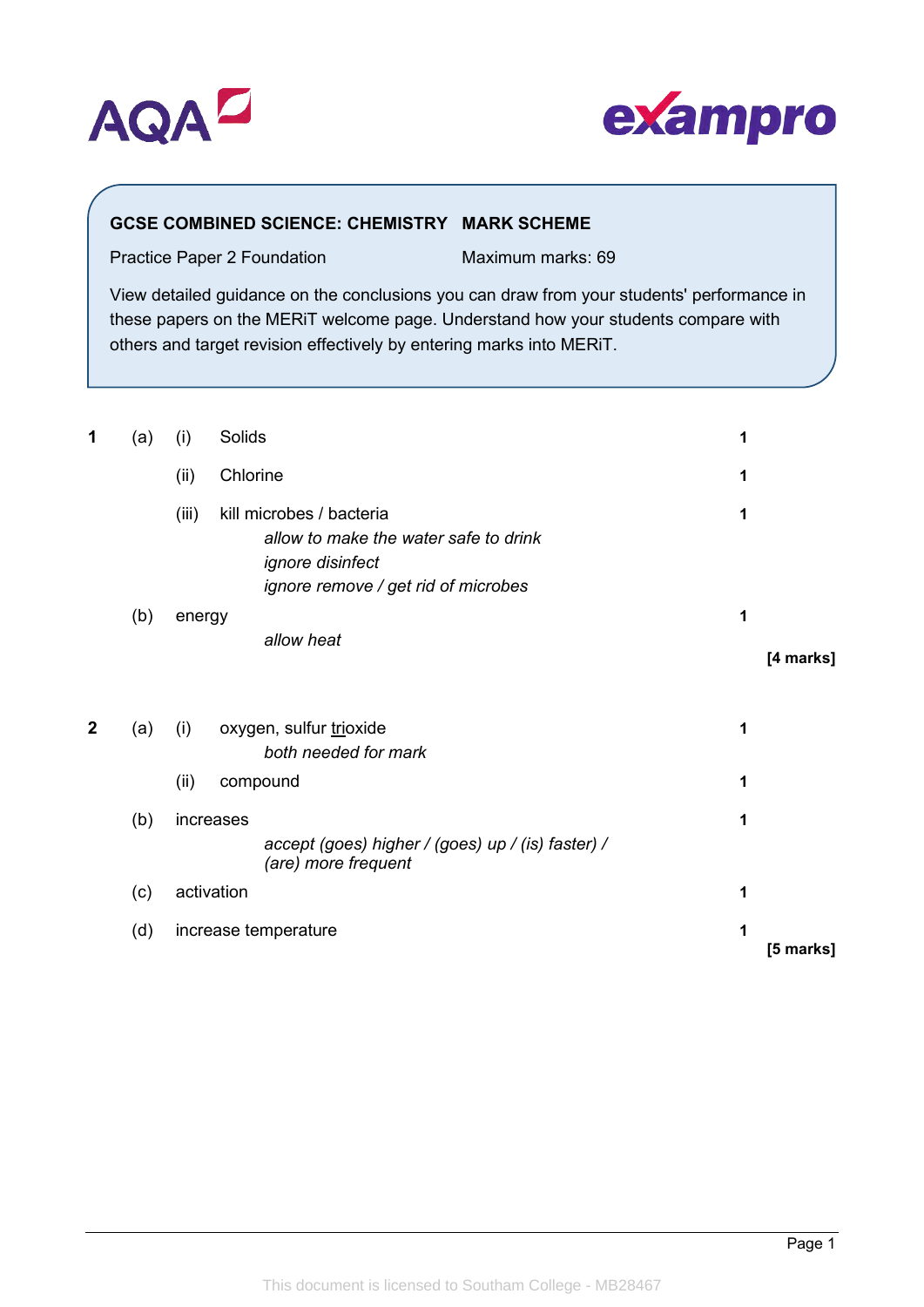**GCSE COMBINED SCIENCE: CHEMISTRY MARK SCHEME**

Practice Paper 2 Foundation

Maximum marks: 69

View detailed guidance on the conclusions you can draw from your students' performance in these papers on the MERiT welcome page. Understand how your students compare with others and target revision effectively by entering marks into MERiT.

| | | | | |
|---|---|---|---|---|
| **1** | (a) | (i) | Solids | **1** |
| | | (ii) | Chlorine | **1** |
| | | (iii) | kill microbes / bacteria<br>*allow to make the water safe to drink*<br>*ignore disinfect*<br>*ignore remove / get rid of microbes* | **1** |
| | (b) | | energy<br>*allow heat* | **1** |
| | | | | **[4 marks]** |

| | | | | |
|---|---|---|---|---|
| **2** | (a) | (i) | oxygen, sulfur <u>tri</u>oxide<br>*both needed for mark* | **1** |
| | | (ii) | compound | **1** |
| | (b) | | increases<br>*accept (goes) higher / (goes) up / (is) faster) / (are) more frequent* | **1** |
| | (c) | | activation | **1** |
| | (d) | | increase temperature | **1** |
| | | | | **[5 marks]** |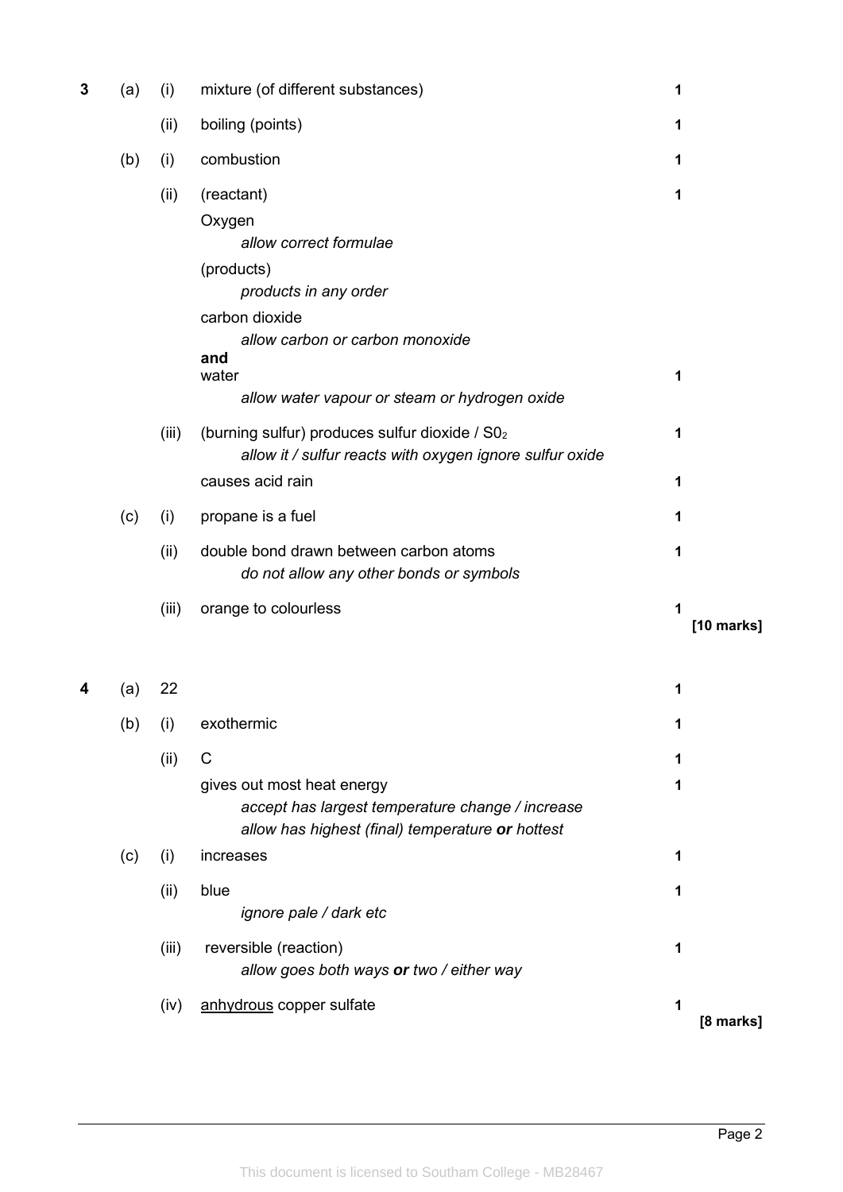| Question | Part | Sub | Answer | Mark |
|---|---|---|---|---|
| 3 | (a) | (i) | mixture (of different substances) | 1 |
| | | (ii) | boiling (points) | 1 |
| | (b) | (i) | combustion | 1 |
| | | (ii) | (reactant)<br>Oxygen<br>*allow correct formulae* | 1 |
| | | | (products)<br>*products in any order*<br>carbon dioxide<br>*allow carbon or carbon monoxide*<br>**and**<br>water<br>*allow water vapour or steam or hydrogen oxide* | 1 |
| | | (iii) | (burning sulfur) produces sulfur dioxide / $S0_2$<br>*allow it / sulfur reacts with oxygen ignore sulfur oxide* | 1 |
| | | | causes acid rain | 1 |
| | (c) | (i) | propane is a fuel | 1 |
| | | (ii) | double bond drawn between carbon atoms<br>*do not allow any other bonds or symbols* | 1 |
| | | (iii) | orange to colourless | 1 |
| | | | | **[10 marks]** |

| Question | Part | Sub | Answer | Mark |
|---|---|---|---|---|
| 4 | (a) | | 22 | 1 |
| | (b) | (i) | exothermic | 1 |
| | | (ii) | C | 1 |
| | | | gives out most heat energy<br>*accept has largest temperature change / increase*<br>*allow has highest (final) temperature **or** hottest* | 1 |
| | (c) | (i) | increases | 1 |
| | | (ii) | blue<br>*ignore pale / dark etc* | 1 |
| | | (iii) | reversible (reaction)<br>*allow goes both ways **or** two / either way* | 1 |
| | | (iv) | <u>anhydrous</u> copper sulfate | 1 |
| | | | | **[8 marks]** |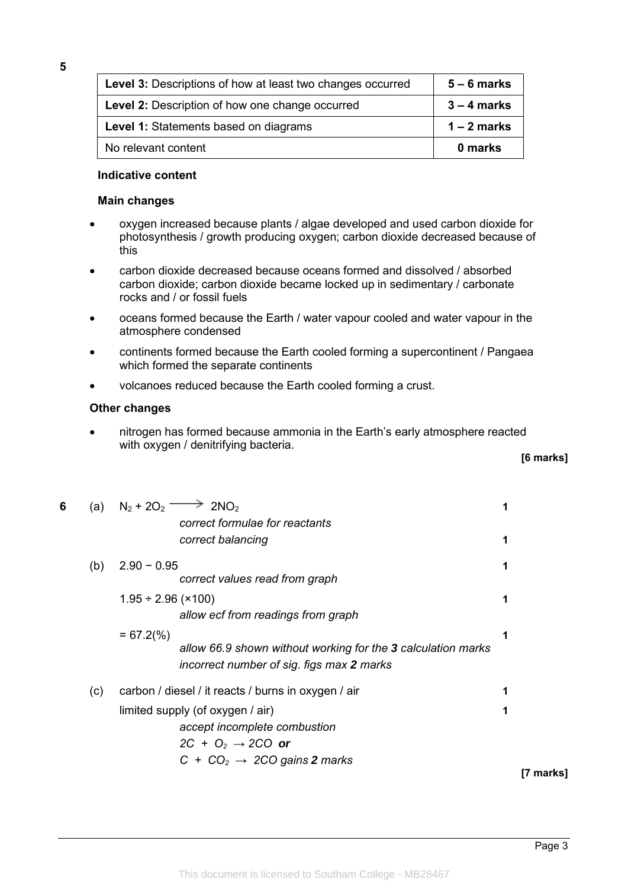**5**

| **Level 3:** Descriptions of how at least two changes occurred | **5 – 6 marks** |
|---|---|
| **Level 2:** Description of how one change occurred | **3 – 4 marks** |
| **Level 1:** Statements based on diagrams | **1 – 2 marks** |
| No relevant content | **0 marks** |

**Indicative content**

**Main changes**

- oxygen increased because plants / algae developed and used carbon dioxide for photosynthesis / growth producing oxygen; carbon dioxide decreased because of this
- carbon dioxide decreased because oceans formed and dissolved / absorbed carbon dioxide; carbon dioxide became locked up in sedimentary / carbonate rocks and / or fossil fuels
- oceans formed because the Earth / water vapour cooled and water vapour in the atmosphere condensed
- continents formed because the Earth cooled forming a supercontinent / Pangaea which formed the separate continents
- volcanoes reduced because the Earth cooled forming a crust.

**Other changes**

- nitrogen has formed because ammonia in the Earth's early atmosphere reacted with oxygen / denitrifying bacteria.

**[6 marks]**

**6** (a) $N_2 + 2O_2 \longrightarrow 2NO_2$ **1**

*correct formulae for reactants*

*correct balancing* **1**

(b) $2.90 - 0.95$ **1**

*correct values read from graph*

$1.95 \div 2.96$ ($\times 100$) **1**

*allow ecf from readings from graph*

= 67.2(%) **1**

*allow 66.9 shown without working for the **3** calculation marks*

*incorrect number of sig. figs max **2** marks*

(c) carbon / diesel / it reacts / burns in oxygen / air **1**

limited supply (of oxygen / air) **1**

*accept incomplete combustion*

*$2C + O_2 \rightarrow 2CO$ **or***

*$C + CO_2 \rightarrow 2CO$ gains **2** marks*

**[7 marks]**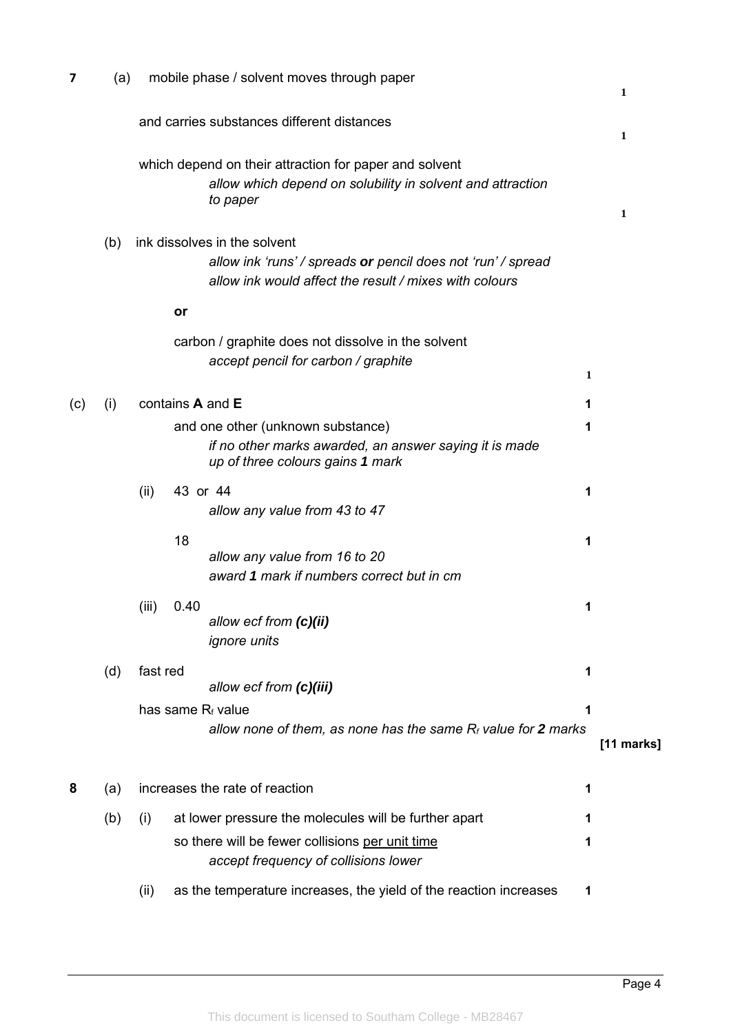**7** (a) mobile phase / solvent moves through paper **1**

and carries substances different distances **1**

which depend on their attraction for paper and solvent

*allow which depend on solubility in solvent and attraction to paper* **1**

(b) ink dissolves in the solvent

*allow ink 'runs' / spreads **or** pencil does not 'run' / spread*

*allow ink would affect the result / mixes with colours*

**or**

carbon / graphite does not dissolve in the solvent

*accept pencil for carbon / graphite* **1**

(c) (i) contains **A** and **E** **1**

and one other (unknown substance) **1**

*if no other marks awarded, an answer saying it is made up of three colours gains **1** mark*

(ii) 43 or 44 **1**

*allow any value from 43 to 47*

18 **1**

*allow any value from 16 to 20*

*award **1** mark if numbers correct but in cm*

(iii) 0.40 **1**

*allow ecf from **(c)(ii)***

*ignore units*

(d) fast red **1**

*allow ecf from **(c)(iii)***

has same $R_f$ value **1**

*allow none of them, as none has the same $R_f$ value for **2** marks*

**[11 marks]**

**8** (a) increases the rate of reaction **1**

(b) (i) at lower pressure the molecules will be further apart **1**

so there will be fewer collisions per unit time **1**

*accept frequency of collisions lower*

(ii) as the temperature increases, the yield of the reaction increases **1**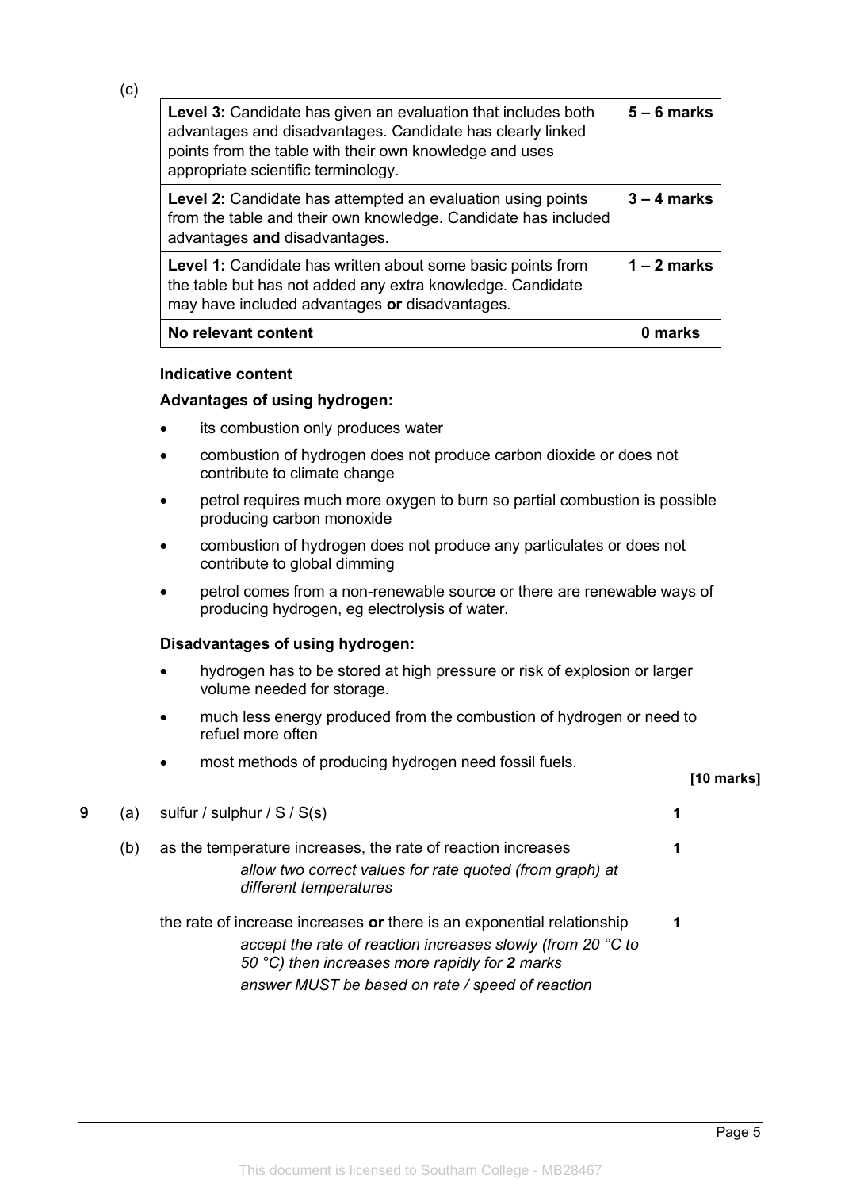(c)

| Level | Marks |
| --- | --- |
| **Level 3:** Candidate has given an evaluation that includes both advantages and disadvantages. Candidate has clearly linked points from the table with their own knowledge and uses appropriate scientific terminology. | **5 – 6 marks** |
| **Level 2:** Candidate has attempted an evaluation using points from the table and their own knowledge. Candidate has included advantages **and** disadvantages. | **3 – 4 marks** |
| **Level 1:** Candidate has written about some basic points from the table but has not added any extra knowledge. Candidate may have included advantages **or** disadvantages. | **1 – 2 marks** |
| **No relevant content** | **0 marks** |

**Indicative content**

**Advantages of using hydrogen:**

- its combustion only produces water
- combustion of hydrogen does not produce carbon dioxide or does not contribute to climate change
- petrol requires much more oxygen to burn so partial combustion is possible producing carbon monoxide
- combustion of hydrogen does not produce any particulates or does not contribute to global dimming
- petrol comes from a non-renewable source or there are renewable ways of producing hydrogen, eg electrolysis of water.

**Disadvantages of using hydrogen:**

- hydrogen has to be stored at high pressure or risk of explosion or larger volume needed for storage.
- much less energy produced from the combustion of hydrogen or need to refuel more often
- most methods of producing hydrogen need fossil fuels.

**[10 marks]**

**9** (a) sulfur / sulphur / S / S(s) **1**

(b) as the temperature increases, the rate of reaction increases **1**

*allow two correct values for rate quoted (from graph) at different temperatures*

the rate of increase increases **or** there is an exponential relationship **1**

*accept the rate of reaction increases slowly (from 20 °C to 50 °C) then increases more rapidly for **2** marks*

*answer MUST be based on rate / speed of reaction*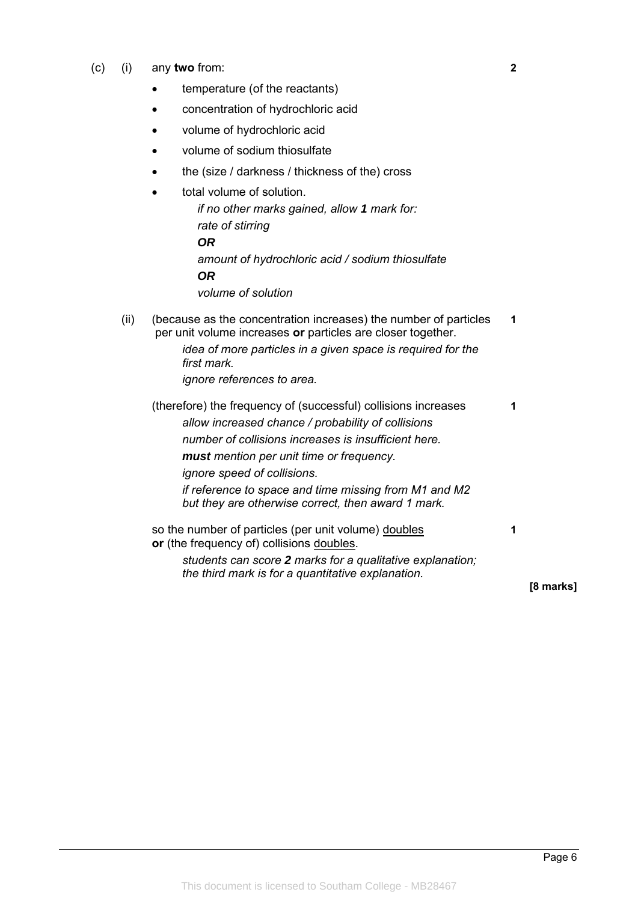(c) (i) any **two** from: **2**

- temperature (of the reactants)
- concentration of hydrochloric acid
- volume of hydrochloric acid
- volume of sodium thiosulfate
- the (size / darkness / thickness of the) cross
- total volume of solution.

    *if no other marks gained, allow **1** mark for:*
    *rate of stirring*
    ***OR***
    *amount of hydrochloric acid / sodium thiosulfate*
    ***OR***
    *volume of solution*

(ii) (because as the concentration increases) the number of particles per unit volume increases **or** particles are closer together. **1**

*idea of more particles in a given space is required for the first mark.*
*ignore references to area.*

(therefore) the frequency of (successful) collisions increases **1**

*allow increased chance / probability of collisions*
*number of collisions increases is insufficient here.*
***must** mention per unit time or frequency.*
*ignore speed of collisions.*
*if reference to space and time missing from M1 and M2 but they are otherwise correct, then award 1 mark.*

so the number of particles (per unit volume) doubles **or** (the frequency of) collisions doubles. **1**

*students can score **2** marks for a qualitative explanation; the third mark is for a quantitative explanation.*

**[8 marks]**

This document is licensed to Southam College - MB28467